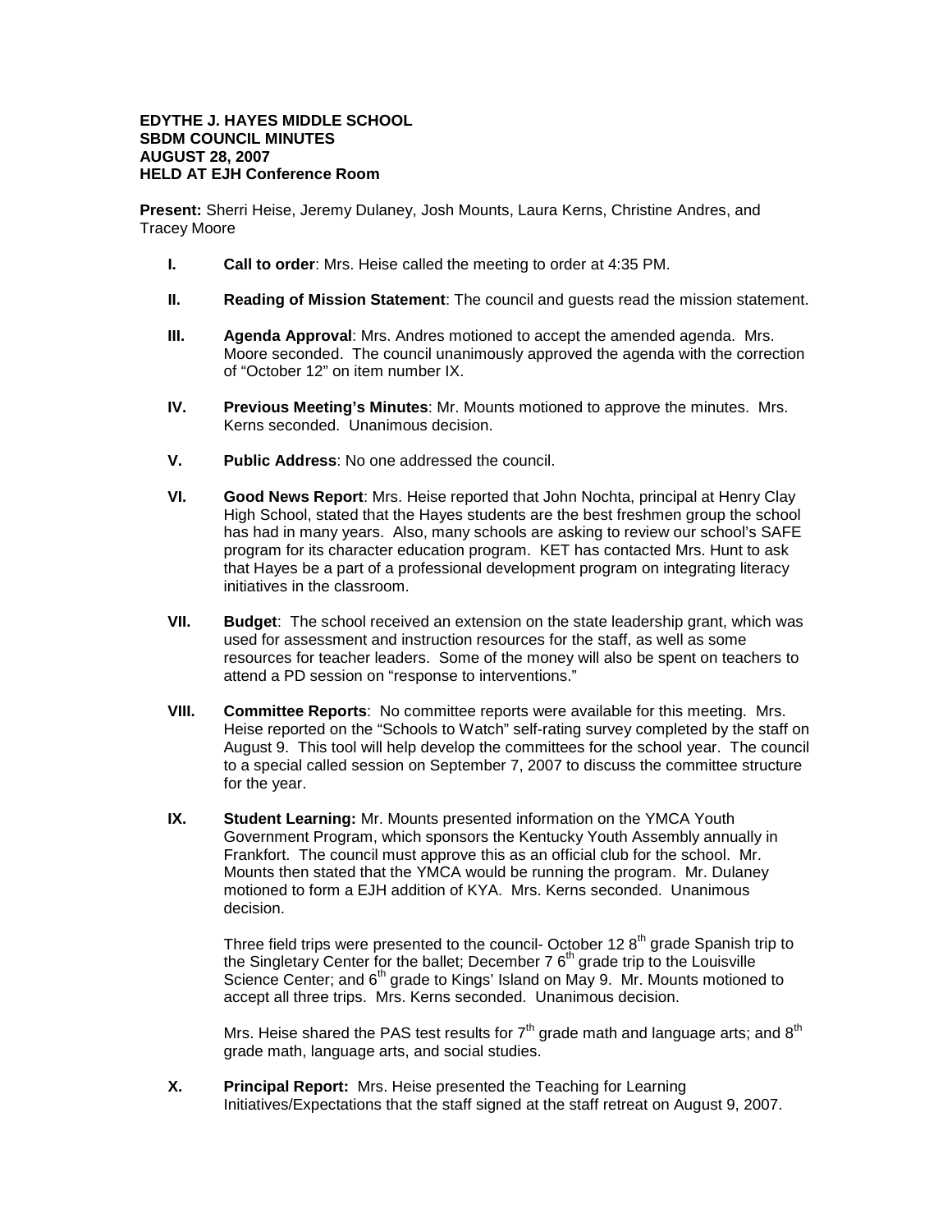**EDYTHE J. HAYES MIDDLE SCHOOL**
**SBDM COUNCIL MINUTES**
**AUGUST 28, 2007**
**HELD AT EJH Conference Room**

**Present:** Sherri Heise, Jeremy Dulaney, Josh Mounts, Laura Kerns, Christine Andres, and Tracey Moore

- **I. Call to order**: Mrs. Heise called the meeting to order at 4:35 PM.

- **II. Reading of Mission Statement**: The council and guests read the mission statement.

- **III. Agenda Approval**: Mrs. Andres motioned to accept the amended agenda. Mrs. Moore seconded. The council unanimously approved the agenda with the correction of "October 12" on item number IX.

- **IV. Previous Meeting's Minutes**: Mr. Mounts motioned to approve the minutes. Mrs. Kerns seconded. Unanimous decision.

- **V. Public Address**: No one addressed the council.

- **VI. Good News Report**: Mrs. Heise reported that John Nochta, principal at Henry Clay High School, stated that the Hayes students are the best freshmen group the school has had in many years. Also, many schools are asking to review our school's SAFE program for its character education program. KET has contacted Mrs. Hunt to ask that Hayes be a part of a professional development program on integrating literacy initiatives in the classroom.

- **VII. Budget**: The school received an extension on the state leadership grant, which was used for assessment and instruction resources for the staff, as well as some resources for teacher leaders. Some of the money will also be spent on teachers to attend a PD session on "response to interventions."

- **VIII. Committee Reports**: No committee reports were available for this meeting. Mrs. Heise reported on the "Schools to Watch" self-rating survey completed by the staff on August 9. This tool will help develop the committees for the school year. The council to a special called session on September 7, 2007 to discuss the committee structure for the year.

- **IX. Student Learning:** Mr. Mounts presented information on the YMCA Youth Government Program, which sponsors the Kentucky Youth Assembly annually in Frankfort. The council must approve this as an official club for the school. Mr. Mounts then stated that the YMCA would be running the program. Mr. Dulaney motioned to form a EJH addition of KYA. Mrs. Kerns seconded. Unanimous decision.

  Three field trips were presented to the council- October 12 8th grade Spanish trip to the Singletary Center for the ballet; December 7 6th grade trip to the Louisville Science Center; and 6th grade to Kings' Island on May 9. Mr. Mounts motioned to accept all three trips. Mrs. Kerns seconded. Unanimous decision.

  Mrs. Heise shared the PAS test results for 7th grade math and language arts; and 8th grade math, language arts, and social studies.

- **X. Principal Report:** Mrs. Heise presented the Teaching for Learning Initiatives/Expectations that the staff signed at the staff retreat on August 9, 2007.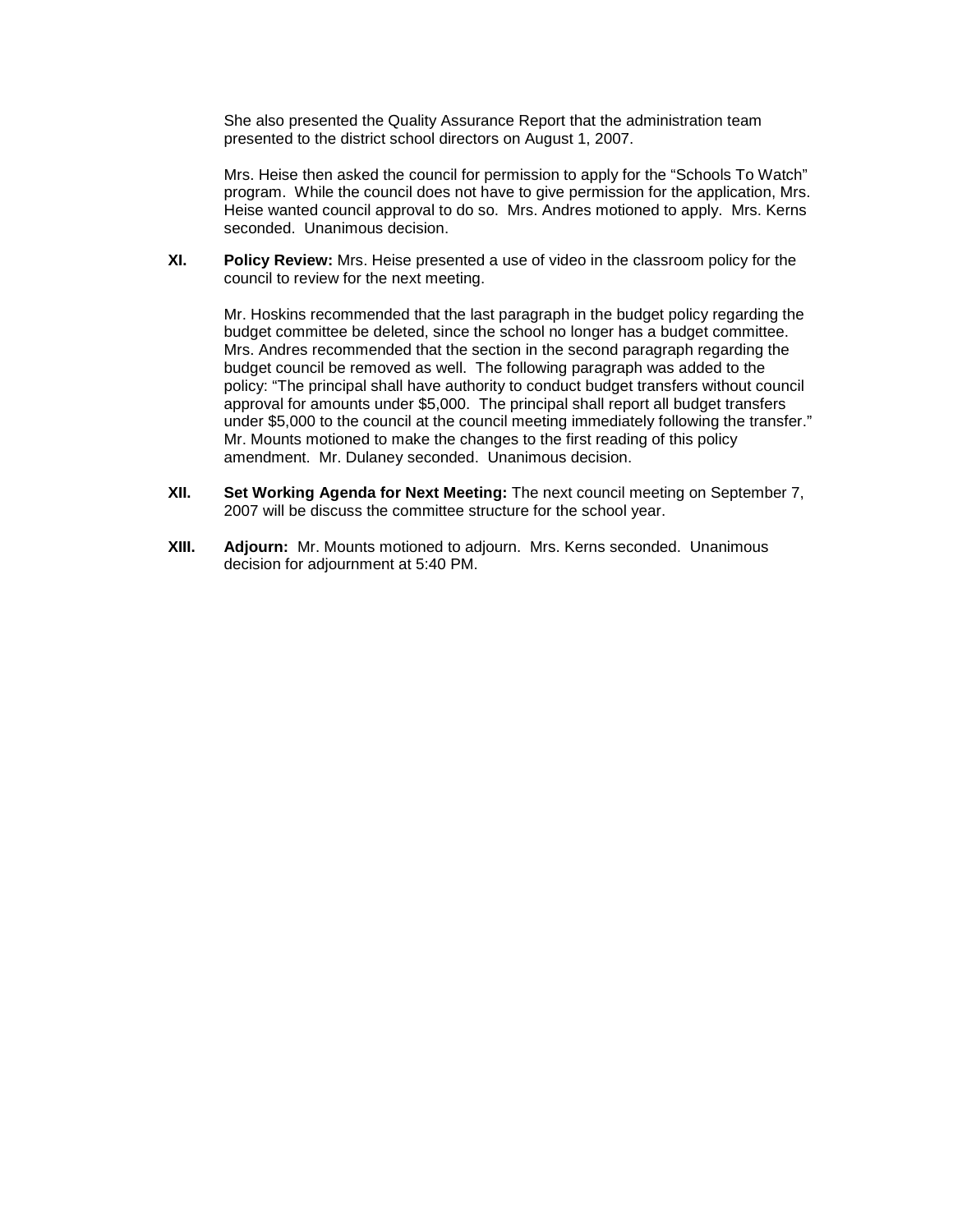She also presented the Quality Assurance Report that the administration team presented to the district school directors on August 1, 2007.

Mrs. Heise then asked the council for permission to apply for the "Schools To Watch" program. While the council does not have to give permission for the application, Mrs. Heise wanted council approval to do so. Mrs. Andres motioned to apply. Mrs. Kerns seconded. Unanimous decision.

**XI. Policy Review:** Mrs. Heise presented a use of video in the classroom policy for the council to review for the next meeting.

Mr. Hoskins recommended that the last paragraph in the budget policy regarding the budget committee be deleted, since the school no longer has a budget committee. Mrs. Andres recommended that the section in the second paragraph regarding the budget council be removed as well. The following paragraph was added to the policy: "The principal shall have authority to conduct budget transfers without council approval for amounts under $5,000. The principal shall report all budget transfers under $5,000 to the council at the council meeting immediately following the transfer." Mr. Mounts motioned to make the changes to the first reading of this policy amendment. Mr. Dulaney seconded. Unanimous decision.

**XII. Set Working Agenda for Next Meeting:** The next council meeting on September 7, 2007 will be discuss the committee structure for the school year.

**XIII. Adjourn:** Mr. Mounts motioned to adjourn. Mrs. Kerns seconded. Unanimous decision for adjournment at 5:40 PM.